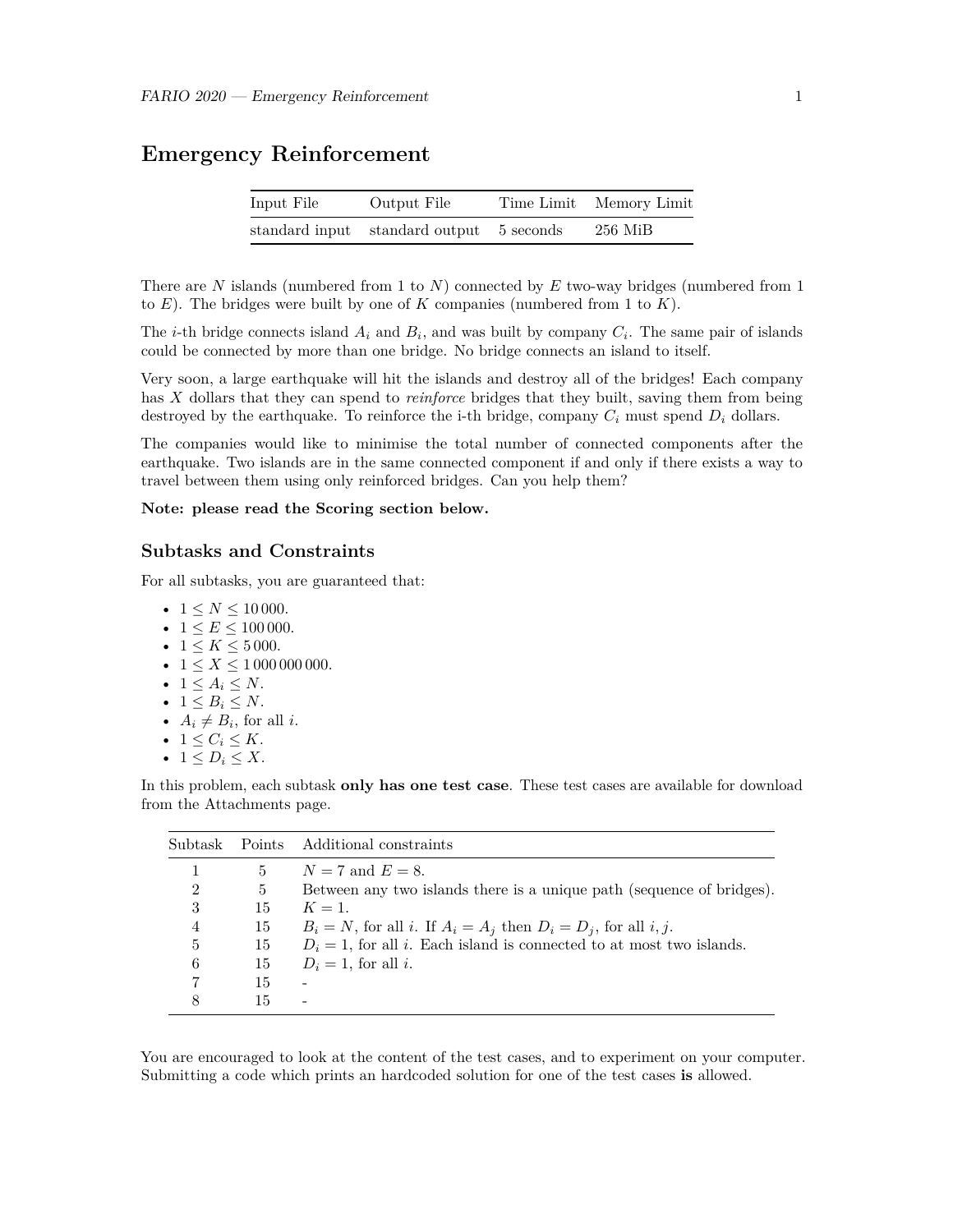# Emergency Reinforcement

| Input File | Output File | Time Limit | Memory Limit |
| --- | --- | --- | --- |
| standard input | standard output | 5 seconds | 256 MiB |

There are $N$ islands (numbered from 1 to $N$) connected by $E$ two-way bridges (numbered from 1 to $E$). The bridges were built by one of $K$ companies (numbered from 1 to $K$).

The $i$-th bridge connects island $A_i$ and $B_i$, and was built by company $C_i$. The same pair of islands could be connected by more than one bridge. No bridge connects an island to itself.

Very soon, a large earthquake will hit the islands and destroy all of the bridges! Each company has $X$ dollars that they can spend to *reinforce* bridges that they built, saving them from being destroyed by the earthquake. To reinforce the i-th bridge, company $C_i$ must spend $D_i$ dollars.

The companies would like to minimise the total number of connected components after the earthquake. Two islands are in the same connected component if and only if there exists a way to travel between them using only reinforced bridges. Can you help them?

**Note: please read the Scoring section below.**

## Subtasks and Constraints

For all subtasks, you are guaranteed that:

- $1 \leq N \leq 10\,000$.
- $1 \leq E \leq 100\,000$.
- $1 \leq K \leq 5\,000$.
- $1 \leq X \leq 1\,000\,000\,000$.
- $1 \leq A_i \leq N$.
- $1 \leq B_i \leq N$.
- $A_i \neq B_i$, for all $i$.
- $1 \leq C_i \leq K$.
- $1 \leq D_i \leq X$.

In this problem, each subtask **only has one test case**. These test cases are available for download from the Attachments page.

| Subtask | Points | Additional constraints |
| --- | --- | --- |
| 1 | 5 | $N = 7$ and $E = 8$. |
| 2 | 5 | Between any two islands there is a unique path (sequence of bridges). |
| 3 | 15 | $K = 1$. |
| 4 | 15 | $B_i = N$, for all $i$. If $A_i = A_j$ then $D_i = D_j$, for all $i, j$. |
| 5 | 15 | $D_i = 1$, for all $i$. Each island is connected to at most two islands. |
| 6 | 15 | $D_i = 1$, for all $i$. |
| 7 | 15 | - |
| 8 | 15 | - |

You are encouraged to look at the content of the test cases, and to experiment on your computer. Submitting a code which prints an hardcoded solution for one of the test cases **is** allowed.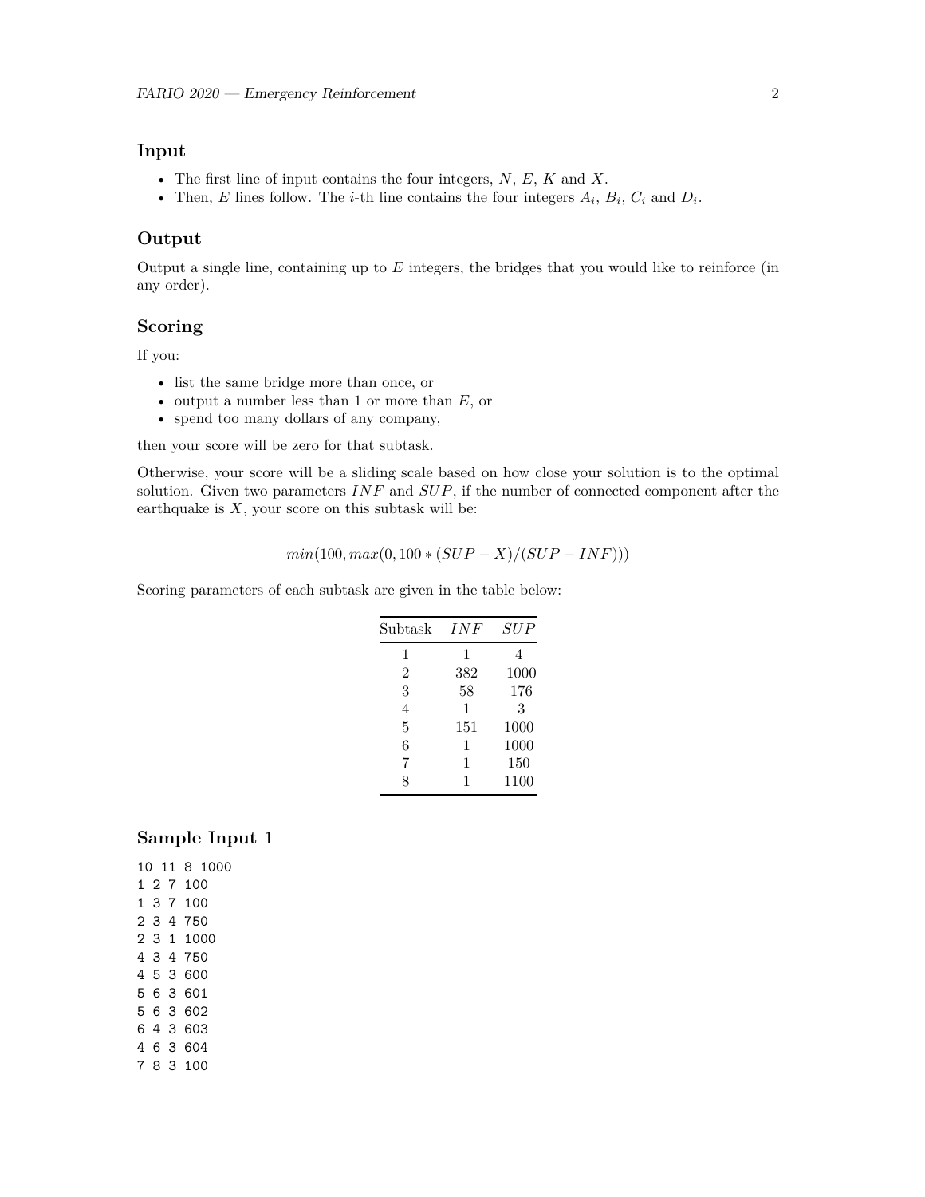## Input

- The first line of input contains the four integers, $N$, $E$, $K$ and $X$.
- Then, $E$ lines follow. The $i$-th line contains the four integers $A_i$, $B_i$, $C_i$ and $D_i$.

## Output

Output a single line, containing up to $E$ integers, the bridges that you would like to reinforce (in any order).

## Scoring

If you:

- list the same bridge more than once, or
- output a number less than 1 or more than $E$, or
- spend too many dollars of any company,

then your score will be zero for that subtask.

Otherwise, your score will be a sliding scale based on how close your solution is to the optimal solution. Given two parameters $INF$ and $SUP$, if the number of connected component after the earthquake is $X$, your score on this subtask will be:

$$min(100, max(0, 100 * (SUP - X)/(SUP - INF)))$$

Scoring parameters of each subtask are given in the table below:

| Subtask | $INF$ | $SUP$ |
|---|---|---|
| 1 | 1 | 4 |
| 2 | 382 | 1000 |
| 3 | 58 | 176 |
| 4 | 1 | 3 |
| 5 | 151 | 1000 |
| 6 | 1 | 1000 |
| 7 | 1 | 150 |
| 8 | 1 | 1100 |

## Sample Input 1

```
10 11 8 1000
1 2 7 100
1 3 7 100
2 3 4 750
2 3 1 1000
4 3 4 750
4 5 3 600
5 6 3 601
5 6 3 602
6 4 3 603
4 6 3 604
7 8 3 100
```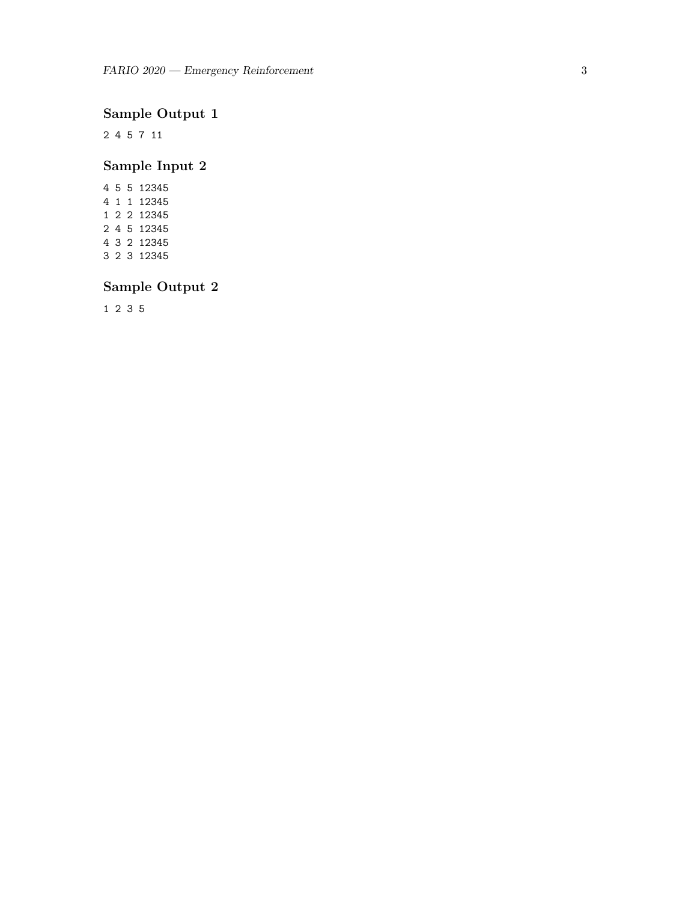## Sample Output 1

```
2 4 5 7 11
```

## Sample Input 2

```
4 5 5 12345
4 1 1 12345
1 2 2 12345
2 4 5 12345
4 3 2 12345
3 2 3 12345
```

## Sample Output 2

```
1 2 3 5
```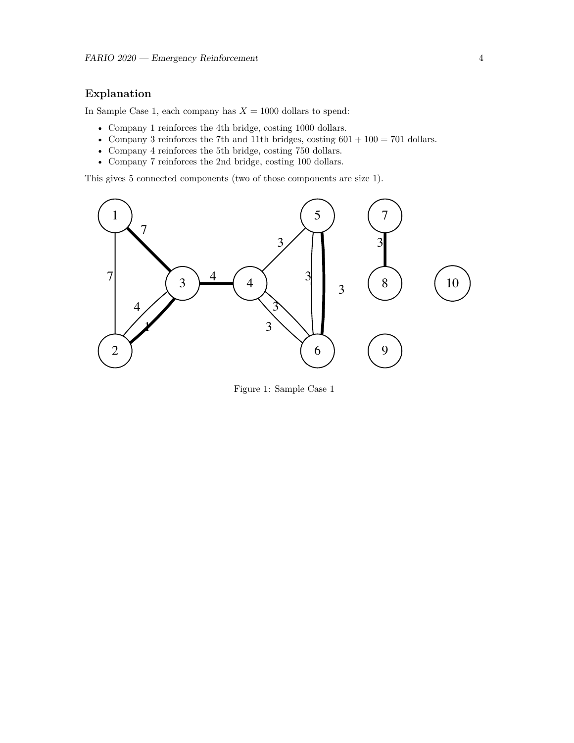### Explanation

In Sample Case 1, each company has $X = 1000$ dollars to spend:

- Company 1 reinforces the 4th bridge, costing 1000 dollars.
- Company 3 reinforces the 7th and 11th bridges, costing $601 + 100 = 701$ dollars.
- Company 4 reinforces the 5th bridge, costing 750 dollars.
- Company 7 reinforces the 2nd bridge, costing 100 dollars.

This gives 5 connected components (two of those components are size 1).

Figure 1: Sample Case 1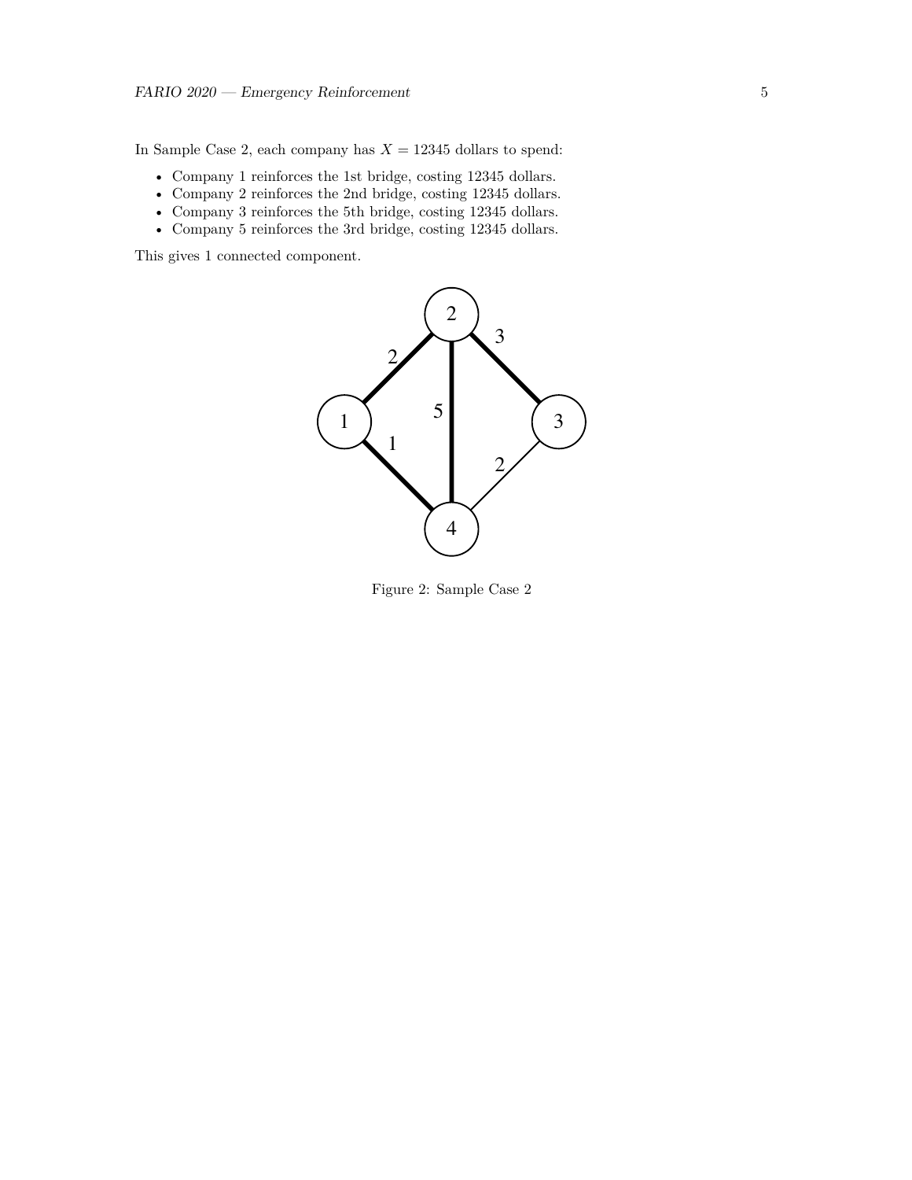In Sample Case 2, each company has $X = 12345$ dollars to spend:

- Company 1 reinforces the 1st bridge, costing 12345 dollars.
- Company 2 reinforces the 2nd bridge, costing 12345 dollars.
- Company 3 reinforces the 5th bridge, costing 12345 dollars.
- Company 5 reinforces the 3rd bridge, costing 12345 dollars.

This gives 1 connected component.

2
1
3
4
2
3
5
1
2

Figure 2: Sample Case 2